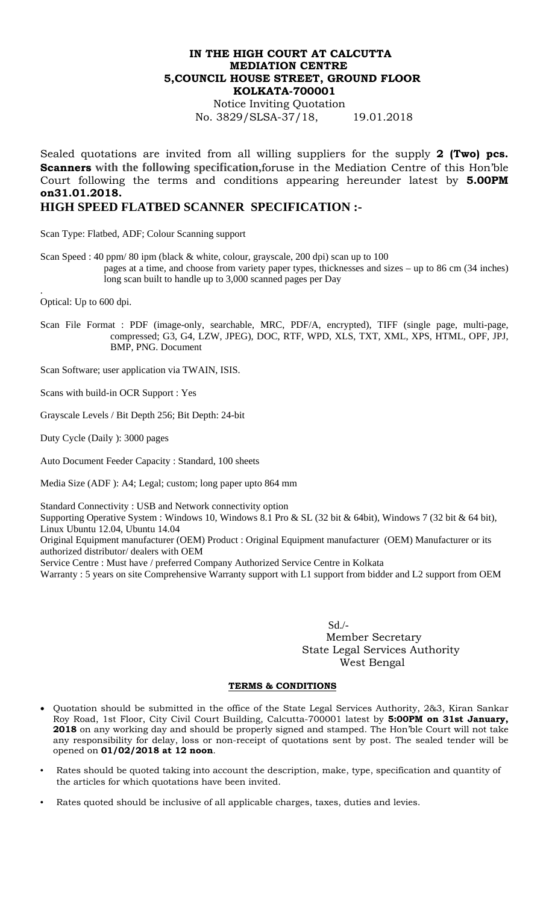**IN THE HIGH COURT AT CALCUTTA**
**MEDIATION CENTRE**
**5,COUNCIL HOUSE STREET, GROUND FLOOR**
**KOLKATA-700001**

Notice Inviting Quotation
No. 3829/SLSA-37/18, 19.01.2018

Sealed quotations are invited from all willing suppliers for the supply **2 (Two) pcs. Scanners with the following specification,**foruse in the Mediation Centre of this Hon'ble Court following the terms and conditions appearing hereunder latest by **5.00PM on31.01.2018.**

## HIGH SPEED FLATBED SCANNER SPECIFICATION :-

Scan Type: Flatbed, ADF; Colour Scanning support

Scan Speed : 40 ppm/ 80 ipm (black & white, colour, grayscale, 200 dpi) scan up to 100 pages at a time, and choose from variety paper types, thicknesses and sizes – up to 86 cm (34 inches) long scan built to handle up to 3,000 scanned pages per Day

Optical: Up to 600 dpi.

Scan File Format : PDF (image-only, searchable, MRC, PDF/A, encrypted), TIFF (single page, multi-page, compressed; G3, G4, LZW, JPEG), DOC, RTF, WPD, XLS, TXT, XML, XPS, HTML, OPF, JPJ, BMP, PNG. Document

Scan Software; user application via TWAIN, ISIS.

Scans with build-in OCR Support : Yes

Grayscale Levels / Bit Depth 256; Bit Depth: 24-bit

Duty Cycle (Daily ): 3000 pages

Auto Document Feeder Capacity : Standard, 100 sheets

Media Size (ADF ): A4; Legal; custom; long paper upto 864 mm

Standard Connectivity : USB and Network connectivity option
Supporting Operative System : Windows 10, Windows 8.1 Pro & SL (32 bit & 64bit), Windows 7 (32 bit & 64 bit), Linux Ubuntu 12.04, Ubuntu 14.04
Original Equipment manufacturer (OEM) Product : Original Equipment manufacturer (OEM) Manufacturer or its authorized distributor/ dealers with OEM
Service Centre : Must have / preferred Company Authorized Service Centre in Kolkata
Warranty : 5 years on site Comprehensive Warranty support with L1 support from bidder and L2 support from OEM

Sd./-
Member Secretary
State Legal Services Authority
West Bengal

**TERMS & CONDITIONS**

- Quotation should be submitted in the office of the State Legal Services Authority, 2&3, Kiran Sankar Roy Road, 1st Floor, City Civil Court Building, Calcutta-700001 latest by **5:00PM on 31st January, 2018** on any working day and should be properly signed and stamped. The Hon'ble Court will not take any responsibility for delay, loss or non-receipt of quotations sent by post. The sealed tender will be opened on **01/02/2018 at 12 noon**.
- Rates should be quoted taking into account the description, make, type, specification and quantity of the articles for which quotations have been invited.
- Rates quoted should be inclusive of all applicable charges, taxes, duties and levies.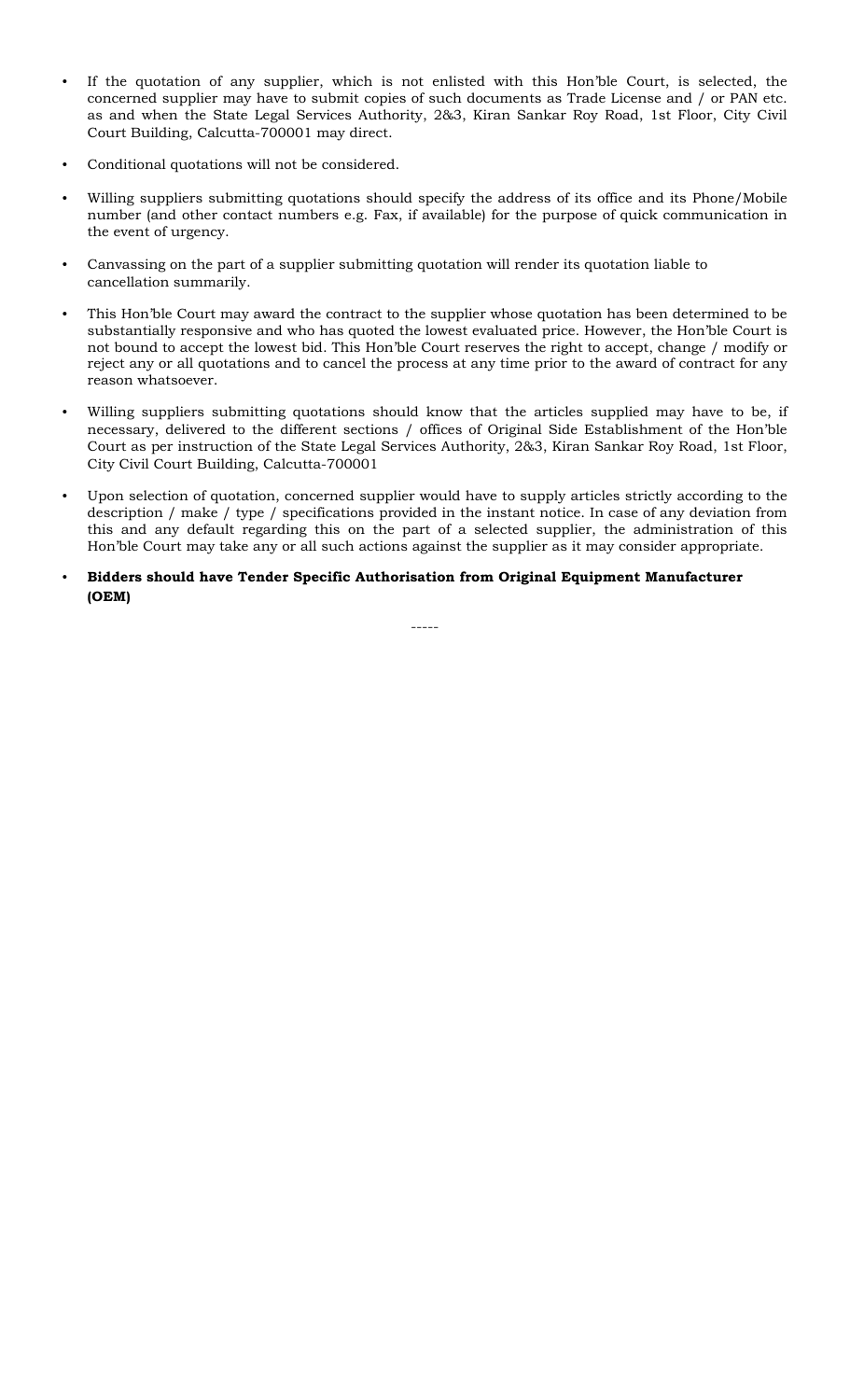- If the quotation of any supplier, which is not enlisted with this Hon'ble Court, is selected, the concerned supplier may have to submit copies of such documents as Trade License and / or PAN etc. as and when the State Legal Services Authority, 2&3, Kiran Sankar Roy Road, 1st Floor, City Civil Court Building, Calcutta-700001 may direct.

- Conditional quotations will not be considered.

- Willing suppliers submitting quotations should specify the address of its office and its Phone/Mobile number (and other contact numbers e.g. Fax, if available) for the purpose of quick communication in the event of urgency.

- Canvassing on the part of a supplier submitting quotation will render its quotation liable to cancellation summarily.

- This Hon'ble Court may award the contract to the supplier whose quotation has been determined to be substantially responsive and who has quoted the lowest evaluated price. However, the Hon'ble Court is not bound to accept the lowest bid. This Hon'ble Court reserves the right to accept, change / modify or reject any or all quotations and to cancel the process at any time prior to the award of contract for any reason whatsoever.

- Willing suppliers submitting quotations should know that the articles supplied may have to be, if necessary, delivered to the different sections / offices of Original Side Establishment of the Hon'ble Court as per instruction of the State Legal Services Authority, 2&3, Kiran Sankar Roy Road, 1st Floor, City Civil Court Building, Calcutta-700001

- Upon selection of quotation, concerned supplier would have to supply articles strictly according to the description / make / type / specifications provided in the instant notice. In case of any deviation from this and any default regarding this on the part of a selected supplier, the administration of this Hon'ble Court may take any or all such actions against the supplier as it may consider appropriate.

- **Bidders should have Tender Specific Authorisation from Original Equipment Manufacturer (OEM)**

-----